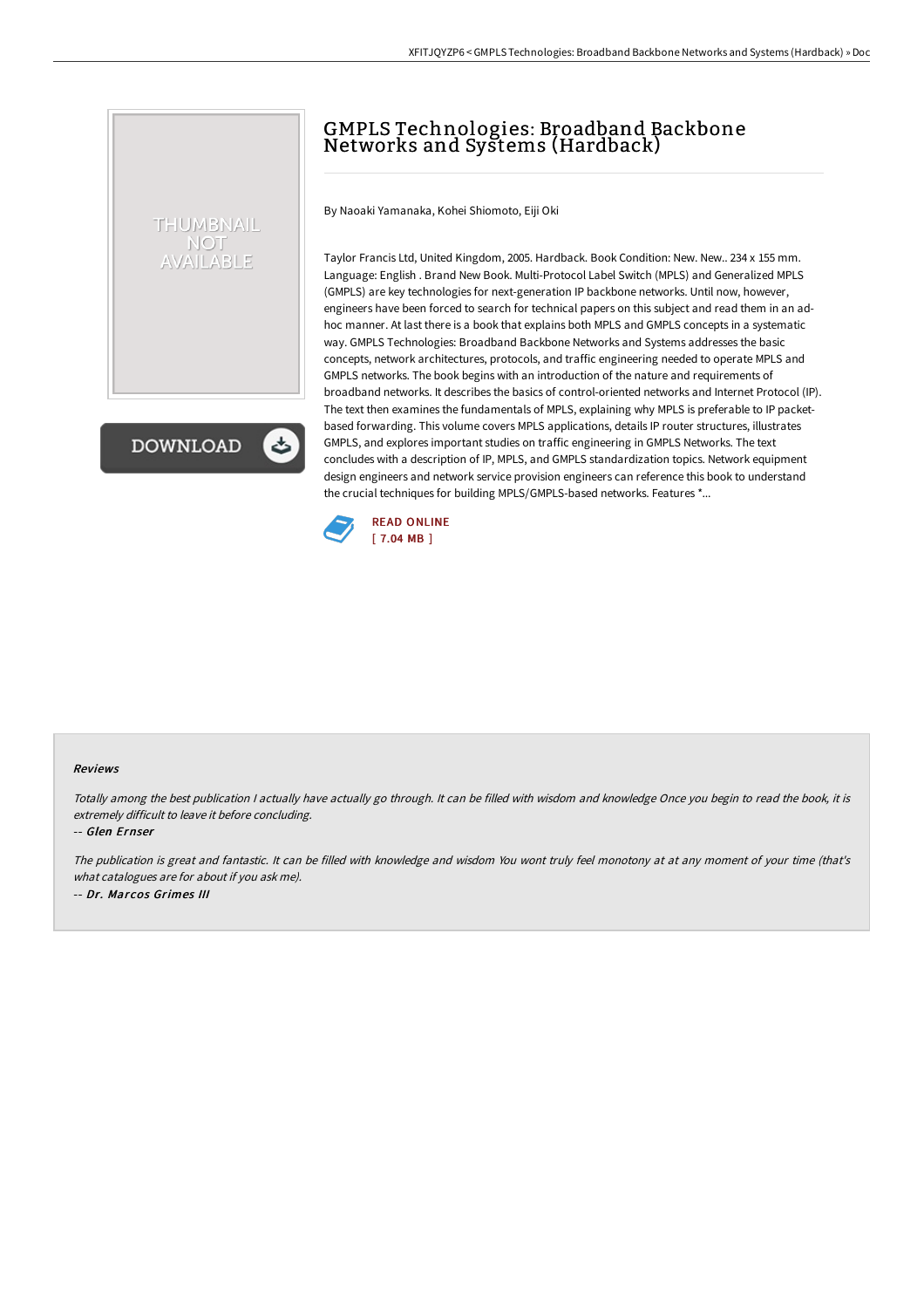# GMPLS Technologies: Broadband Backbone Networks and Systems (Hardback)

By Naoaki Yamanaka, Kohei Shiomoto, Eiji Oki

Taylor Francis Ltd, United Kingdom, 2005. Hardback. Book Condition: New. New.. 234 x 155 mm. Language: English . Brand New Book. Multi-Protocol Label Switch (MPLS) and Generalized MPLS (GMPLS) are key technologies for next-generation IP backbone networks. Until now, however, engineers have been forced to search for technical papers on this subject and read them in an ad-hoc manner. At last there is a book that explains both MPLS and GMPLS concepts in a systematic way. GMPLS Technologies: Broadband Backbone Networks and Systems addresses the basic concepts, network architectures, protocols, and traffic engineering needed to operate MPLS and GMPLS networks. The book begins with an introduction of the nature and requirements of broadband networks. It describes the basics of control-oriented networks and Internet Protocol (IP). The text then examines the fundamentals of MPLS, explaining why MPLS is preferable to IP packet-based forwarding. This volume covers MPLS applications, details IP router structures, illustrates GMPLS, and explores important studies on traffic engineering in GMPLS Networks. The text concludes with a description of IP, MPLS, and GMPLS standardization topics. Network equipment design engineers and network service provision engineers can reference this book to understand the crucial techniques for building MPLS/GMPLS-based networks. Features *...

READ ONLINE
[ 7.04 MB ]

#### Reviews

*Totally among the best publication I actually have actually go through. It can be filled with wisdom and knowledge Once you begin to read the book, it is extremely difficult to leave it before concluding.*

-- *Glen Ernser*

*The publication is great and fantastic. It can be filled with knowledge and wisdom You wont truly feel monotony at at any moment of your time (that's what catalogues are for about if you ask me).*

-- *Dr. Marcos Grimes III*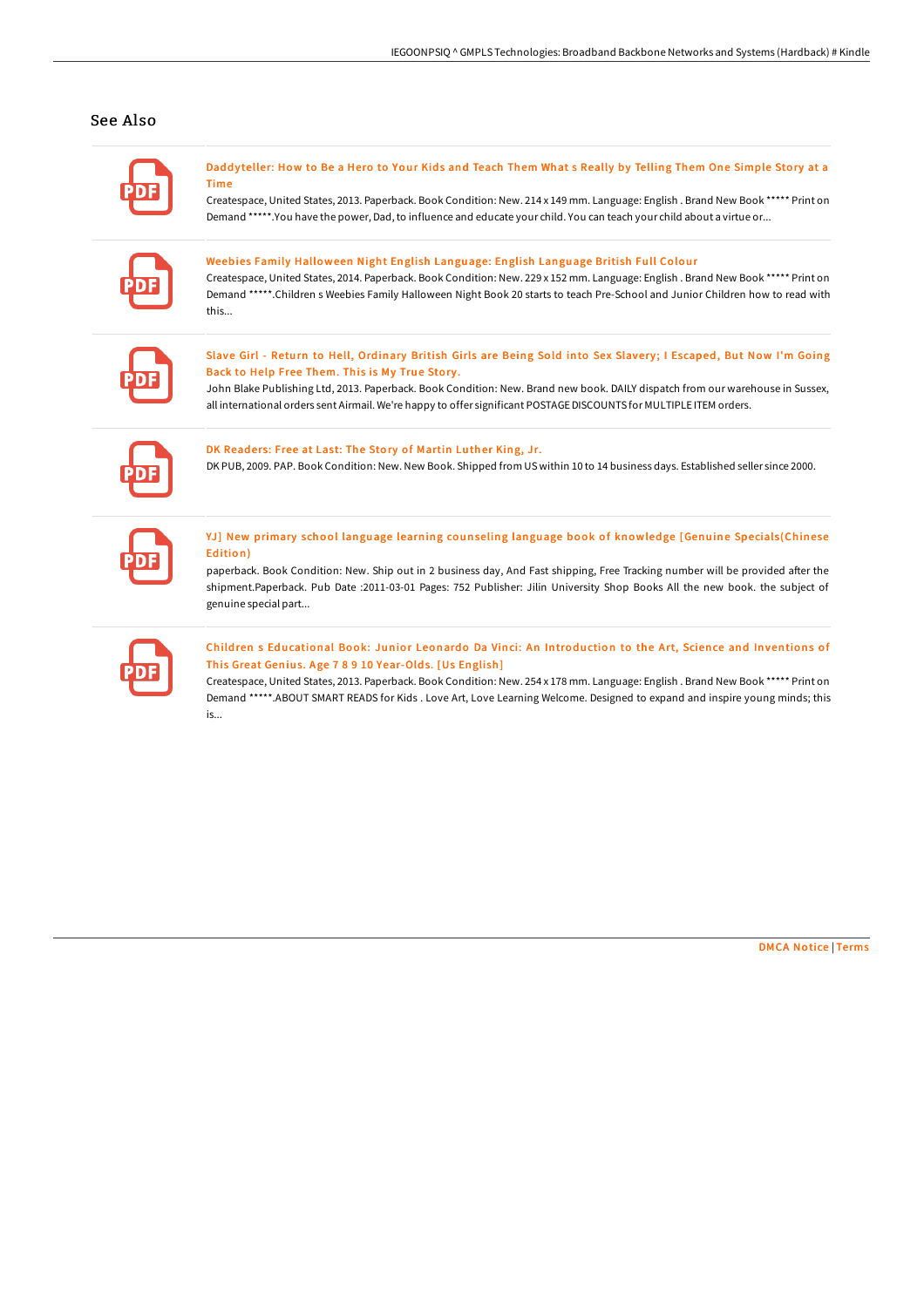## See Also

**Daddyteller: How to Be a Hero to Your Kids and Teach Them What s Really by Telling Them One Simple Story at a Time**

Createspace, United States, 2013. Paperback. Book Condition: New. 214 x 149 mm. Language: English . Brand New Book ***** Print on Demand *****.You have the power, Dad, to influence and educate your child. You can teach your child about a virtue or...

**Weebies Family Halloween Night English Language: English Language British Full Colour**

Createspace, United States, 2014. Paperback. Book Condition: New. 229 x 152 mm. Language: English . Brand New Book ***** Print on Demand *****.Children s Weebies Family Halloween Night Book 20 starts to teach Pre-School and Junior Children how to read with this...

**Slave Girl - Return to Hell, Ordinary British Girls are Being Sold into Sex Slavery; I Escaped, But Now I'm Going Back to Help Free Them. This is My True Story.**

John Blake Publishing Ltd, 2013. Paperback. Book Condition: New. Brand new book. DAILY dispatch from our warehouse in Sussex, all international orders sent Airmail. We're happy to offer significant POSTAGE DISCOUNTS for MULTIPLE ITEM orders.

**DK Readers: Free at Last: The Story of Martin Luther King, Jr.**

DK PUB, 2009. PAP. Book Condition: New. New Book. Shipped from US within 10 to 14 business days. Established seller since 2000.

**YJ] New primary school language learning counseling language book of knowledge [Genuine Specials(Chinese Edition)**

paperback. Book Condition: New. Ship out in 2 business day, And Fast shipping, Free Tracking number will be provided after the shipment.Paperback. Pub Date :2011-03-01 Pages: 752 Publisher: Jilin University Shop Books All the new book. the subject of genuine special part...

**Children s Educational Book: Junior Leonardo Da Vinci: An Introduction to the Art, Science and Inventions of This Great Genius. Age 7 8 9 10 Year-Olds. [Us English]**

Createspace, United States, 2013. Paperback. Book Condition: New. 254 x 178 mm. Language: English . Brand New Book ***** Print on Demand *****.ABOUT SMART READS for Kids . Love Art, Love Learning Welcome. Designed to expand and inspire young minds; this is...

DMCA Notice | Terms